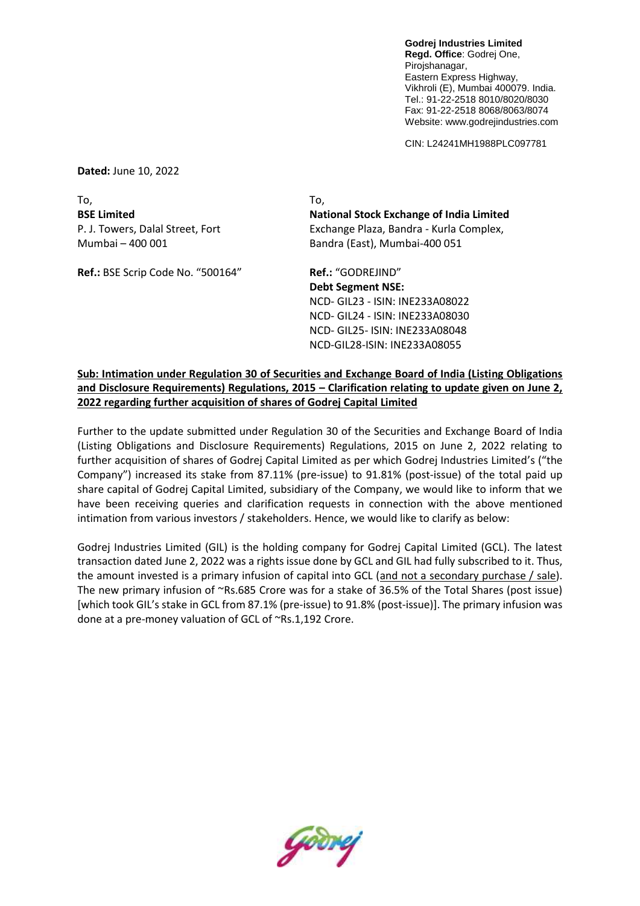**Godrej Industries Limited**
**Regd. Office**: Godrej One,
Pirojshanagar,
Eastern Express Highway,
Vikhroli (E), Mumbai 400079. India.
Tel.: 91-22-2518 8010/8020/8030
Fax: 91-22-2518 8068/8063/8074
Website: www.godrejindustries.com

CIN: L24241MH1988PLC097781

**Dated:** June 10, 2022

To,
**BSE Limited**
P. J. Towers, Dalal Street, Fort
Mumbai – 400 001

**Ref.:** BSE Scrip Code No. "500164"

To,
**National Stock Exchange of India Limited**
Exchange Plaza, Bandra - Kurla Complex,
Bandra (East), Mumbai-400 051

**Ref.:** "GODREJIND"
**Debt Segment NSE:**
NCD- GIL23 - ISIN: INE233A08022
NCD- GIL24 - ISIN: INE233A08030
NCD- GIL25- ISIN: INE233A08048
NCD-GIL28-ISIN: INE233A08055

**Sub: Intimation under Regulation 30 of Securities and Exchange Board of India (Listing Obligations and Disclosure Requirements) Regulations, 2015 – Clarification relating to update given on June 2, 2022 regarding further acquisition of shares of Godrej Capital Limited**

Further to the update submitted under Regulation 30 of the Securities and Exchange Board of India (Listing Obligations and Disclosure Requirements) Regulations, 2015 on June 2, 2022 relating to further acquisition of shares of Godrej Capital Limited as per which Godrej Industries Limited's ("the Company") increased its stake from 87.11% (pre-issue) to 91.81% (post-issue) of the total paid up share capital of Godrej Capital Limited, subsidiary of the Company, we would like to inform that we have been receiving queries and clarification requests in connection with the above mentioned intimation from various investors / stakeholders. Hence, we would like to clarify as below:

Godrej Industries Limited (GIL) is the holding company for Godrej Capital Limited (GCL). The latest transaction dated June 2, 2022 was a rights issue done by GCL and GIL had fully subscribed to it. Thus, the amount invested is a primary infusion of capital into GCL (and not a secondary purchase / sale). The new primary infusion of ~Rs.685 Crore was for a stake of 36.5% of the Total Shares (post issue) [which took GIL's stake in GCL from 87.1% (pre-issue) to 91.8% (post-issue)]. The primary infusion was done at a pre-money valuation of GCL of ~Rs.1,192 Crore.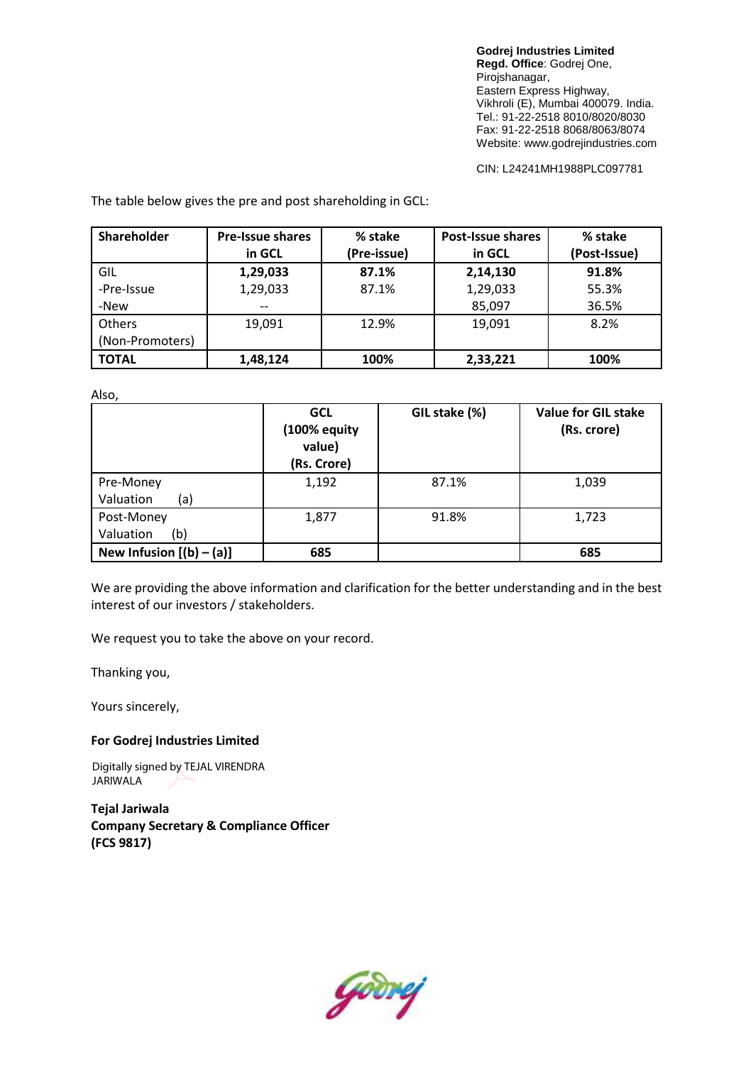**Godrej Industries Limited**
**Regd. Office**: Godrej One,
Pirojshanagar,
Eastern Express Highway,
Vikhroli (E), Mumbai 400079. India.
Tel.: 91-22-2518 8010/8020/8030
Fax: 91-22-2518 8068/8063/8074
Website: www.godrejindustries.com

CIN: L24241MH1988PLC097781

The table below gives the pre and post shareholding in GCL:

| Shareholder | Pre-Issue shares in GCL | % stake (Pre-issue) | Post-Issue shares in GCL | % stake (Post-Issue) |
|---|---|---|---|---|
| GIL | **1,29,033** | **87.1%** | **2,14,130** | **91.8%** |
| -Pre-Issue | 1,29,033 | 87.1% | 1,29,033 | 55.3% |
| -New | -- | | 85,097 | 36.5% |
| Others (Non-Promoters) | 19,091 | 12.9% | 19,091 | 8.2% |
| **TOTAL** | **1,48,124** | **100%** | **2,33,221** | **100%** |

Also,

| | GCL (100% equity value) (Rs. Crore) | GIL stake (%) | Value for GIL stake (Rs. crore) |
|---|---|---|---|
| Pre-Money Valuation (a) | 1,192 | 87.1% | 1,039 |
| Post-Money Valuation (b) | 1,877 | 91.8% | 1,723 |
| **New Infusion [(b) – (a)]** | **685** | | **685** |

We are providing the above information and clarification for the better understanding and in the best interest of our investors / stakeholders.

We request you to take the above on your record.

Thanking you,

Yours sincerely,

**For Godrej Industries Limited**

Digitally signed by TEJAL VIRENDRA JARIWALA

**Tejal Jariwala**
**Company Secretary & Compliance Officer**
**(FCS 9817)**